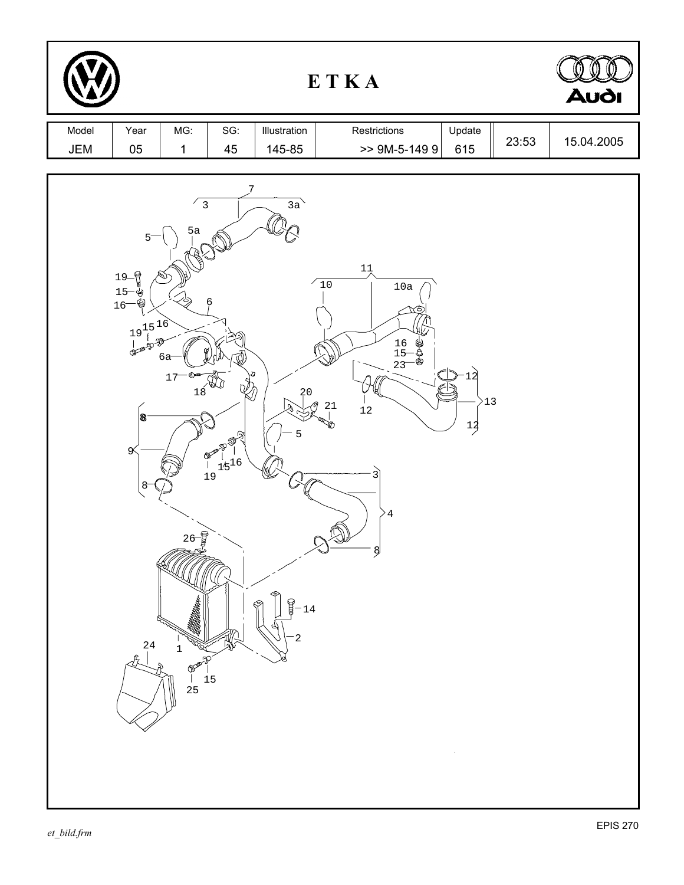# ETKA

| Model | Year | MG: | SG: | Illustration | Restrictions | Update | | |
|---|---|---|---|---|---|---|---|---|
| JEM | 05 | 1 | 45 | 145-85 | >> 9M-5-149 9 | 615 | 23:53 | 15.04.2005 |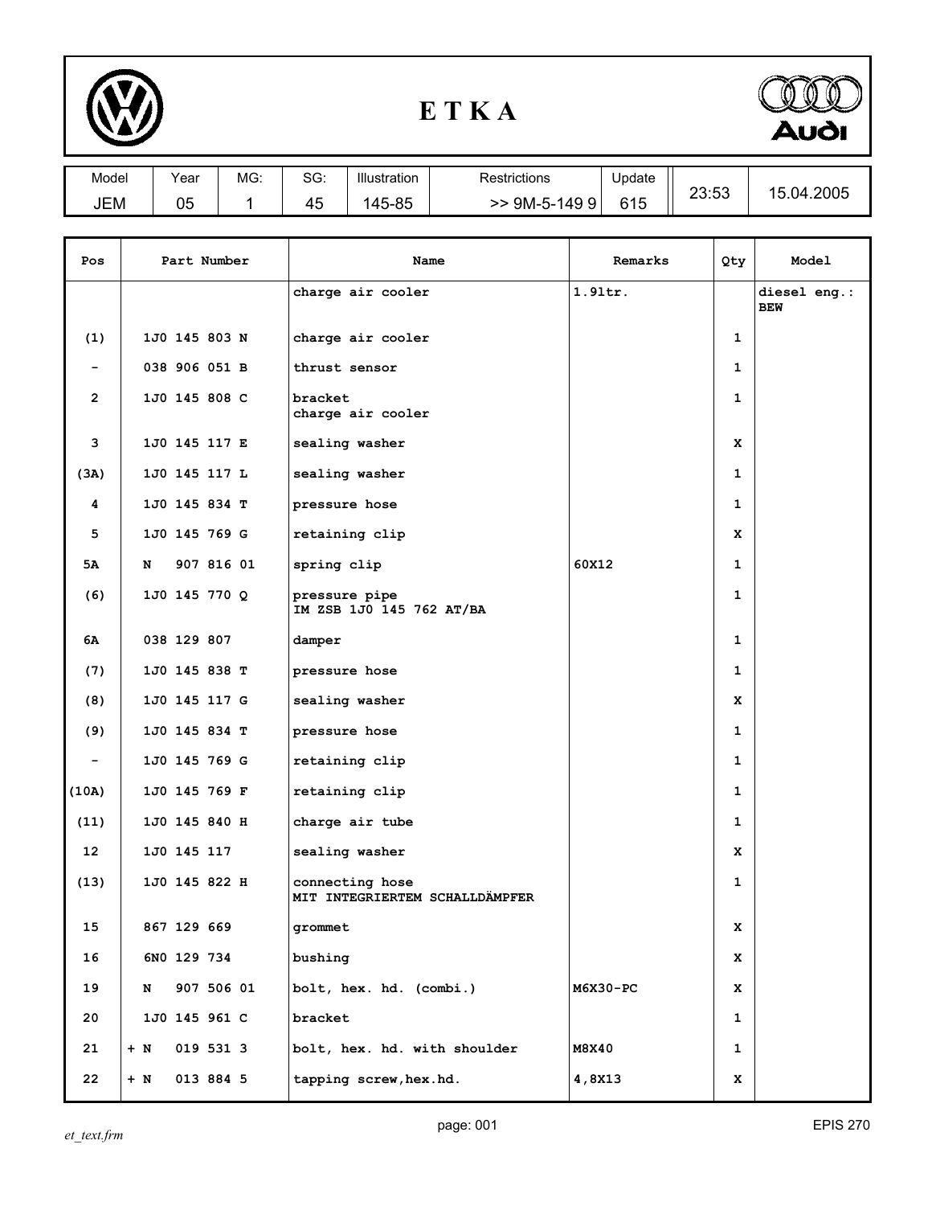# E T K A

| Model | Year | MG: | SG: | Illustration | Restrictions | Update | | |
|---|---|---|---|---|---|---|---|---|
| JEM | 05 | 1 | 45 | 145-85 | >> 9M-5-149 9 | 615 | 23:53 | 15.04.2005 |

| Pos | Part Number | Name | Remarks | Qty | Model |
|---|---|---|---|---|---|
| | | charge air cooler | 1.9ltr. | | diesel eng.: BEW |
| (1) | 1J0 145 803 N | charge air cooler | | 1 | |
| - | 038 906 051 B | thrust sensor | | 1 | |
| 2 | 1J0 145 808 C | bracket<br>charge air cooler | | 1 | |
| 3 | 1J0 145 117 E | sealing washer | | X | |
| (3A) | 1J0 145 117 L | sealing washer | | 1 | |
| 4 | 1J0 145 834 T | pressure hose | | 1 | |
| 5 | 1J0 145 769 G | retaining clip | | X | |
| 5A | N 907 816 01 | spring clip | 60X12 | 1 | |
| (6) | 1J0 145 770 Q | pressure pipe<br>IM ZSB 1J0 145 762 AT/BA | | 1 | |
| 6A | 038 129 807 | damper | | 1 | |
| (7) | 1J0 145 838 T | pressure hose | | 1 | |
| (8) | 1J0 145 117 G | sealing washer | | X | |
| (9) | 1J0 145 834 T | pressure hose | | 1 | |
| - | 1J0 145 769 G | retaining clip | | 1 | |
| (10A) | 1J0 145 769 F | retaining clip | | 1 | |
| (11) | 1J0 145 840 H | charge air tube | | 1 | |
| 12 | 1J0 145 117 | sealing washer | | X | |
| (13) | 1J0 145 822 H | connecting hose<br>MIT INTEGRIERTEM SCHALLDÄMPFER | | 1 | |
| 15 | 867 129 669 | grommet | | X | |
| 16 | 6N0 129 734 | bushing | | X | |
| 19 | N 907 506 01 | bolt, hex. hd. (combi.) | M6X30-PC | X | |
| 20 | 1J0 145 961 C | bracket | | 1 | |
| 21 | + N 019 531 3 | bolt, hex. hd. with shoulder | M8X40 | 1 | |
| 22 | + N 013 884 5 | tapping screw,hex.hd. | 4,8X13 | X | |

*et_text.frm* EPIS 270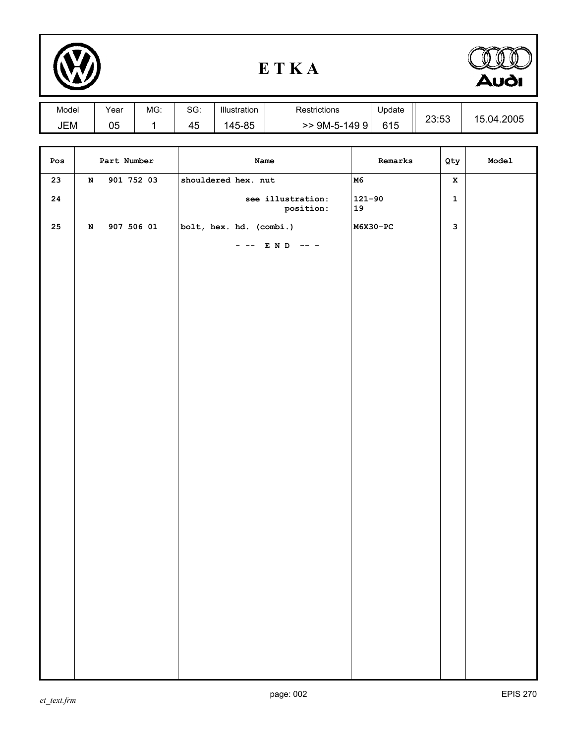# E T K A

| Model | Year | MG: | SG: | Illustration | Restrictions | Update | | |
|---|---|---|---|---|---|---|---|---|
| JEM | 05 | 1 | 45 | 145-85 | >> 9M-5-149 9 | 615 | 23:53 | 15.04.2005 |

| Pos | Part Number | Name | Remarks | Qty | Model |
|---|---|---|---|---|---|
| 23 | N 901 752 03 | shouldered hex. nut | M6 | X | |
| 24 | | see illustration: position: | 121-90 19 | 1 | |
| 25 | N 907 506 01 | bolt, hex. hd. (combi.) | M6X30-PC | 3 | |
| | | - -- E N D -- - | | | |

et_text.frm

EPIS 270